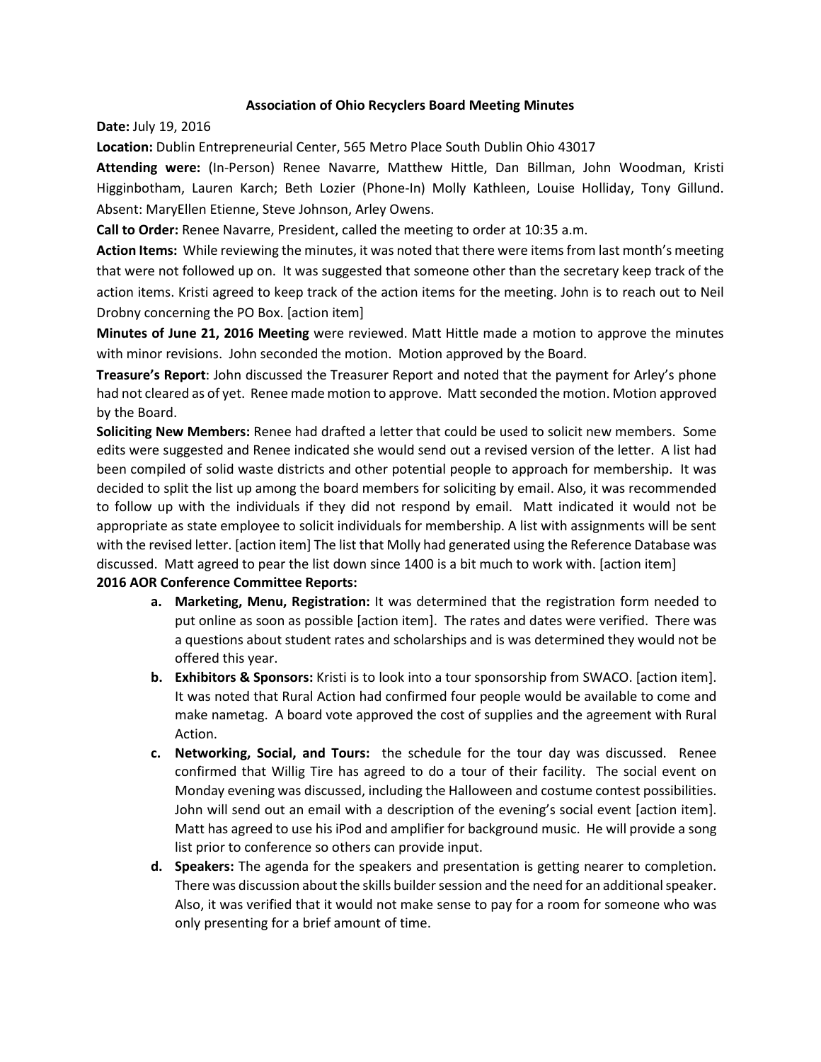**Association of Ohio Recyclers Board Meeting Minutes**

**Date:** July 19, 2016

**Location:** Dublin Entrepreneurial Center, 565 Metro Place South Dublin Ohio 43017

**Attending were:** (In-Person) Renee Navarre, Matthew Hittle, Dan Billman, John Woodman, Kristi Higginbotham, Lauren Karch; Beth Lozier (Phone-In) Molly Kathleen, Louise Holliday, Tony Gillund. Absent: MaryEllen Etienne, Steve Johnson, Arley Owens.

**Call to Order:** Renee Navarre, President, called the meeting to order at 10:35 a.m.

**Action Items:** While reviewing the minutes, it was noted that there were items from last month's meeting that were not followed up on. It was suggested that someone other than the secretary keep track of the action items. Kristi agreed to keep track of the action items for the meeting. John is to reach out to Neil Drobny concerning the PO Box. [action item]

**Minutes of June 21, 2016 Meeting** were reviewed. Matt Hittle made a motion to approve the minutes with minor revisions. John seconded the motion. Motion approved by the Board.

**Treasure's Report**: John discussed the Treasurer Report and noted that the payment for Arley's phone had not cleared as of yet. Renee made motion to approve. Matt seconded the motion. Motion approved by the Board.

**Soliciting New Members:** Renee had drafted a letter that could be used to solicit new members. Some edits were suggested and Renee indicated she would send out a revised version of the letter. A list had been compiled of solid waste districts and other potential people to approach for membership. It was decided to split the list up among the board members for soliciting by email. Also, it was recommended to follow up with the individuals if they did not respond by email. Matt indicated it would not be appropriate as state employee to solicit individuals for membership. A list with assignments will be sent with the revised letter. [action item] The list that Molly had generated using the Reference Database was discussed. Matt agreed to pear the list down since 1400 is a bit much to work with. [action item]

**2016 AOR Conference Committee Reports:**

- **a. Marketing, Menu, Registration:** It was determined that the registration form needed to put online as soon as possible [action item]. The rates and dates were verified. There was a questions about student rates and scholarships and is was determined they would not be offered this year.
- **b. Exhibitors & Sponsors:** Kristi is to look into a tour sponsorship from SWACO. [action item]. It was noted that Rural Action had confirmed four people would be available to come and make nametag. A board vote approved the cost of supplies and the agreement with Rural Action.
- **c. Networking, Social, and Tours:** the schedule for the tour day was discussed. Renee confirmed that Willig Tire has agreed to do a tour of their facility. The social event on Monday evening was discussed, including the Halloween and costume contest possibilities. John will send out an email with a description of the evening's social event [action item]. Matt has agreed to use his iPod and amplifier for background music. He will provide a song list prior to conference so others can provide input.
- **d. Speakers:** The agenda for the speakers and presentation is getting nearer to completion. There was discussion about the skills builder session and the need for an additional speaker. Also, it was verified that it would not make sense to pay for a room for someone who was only presenting for a brief amount of time.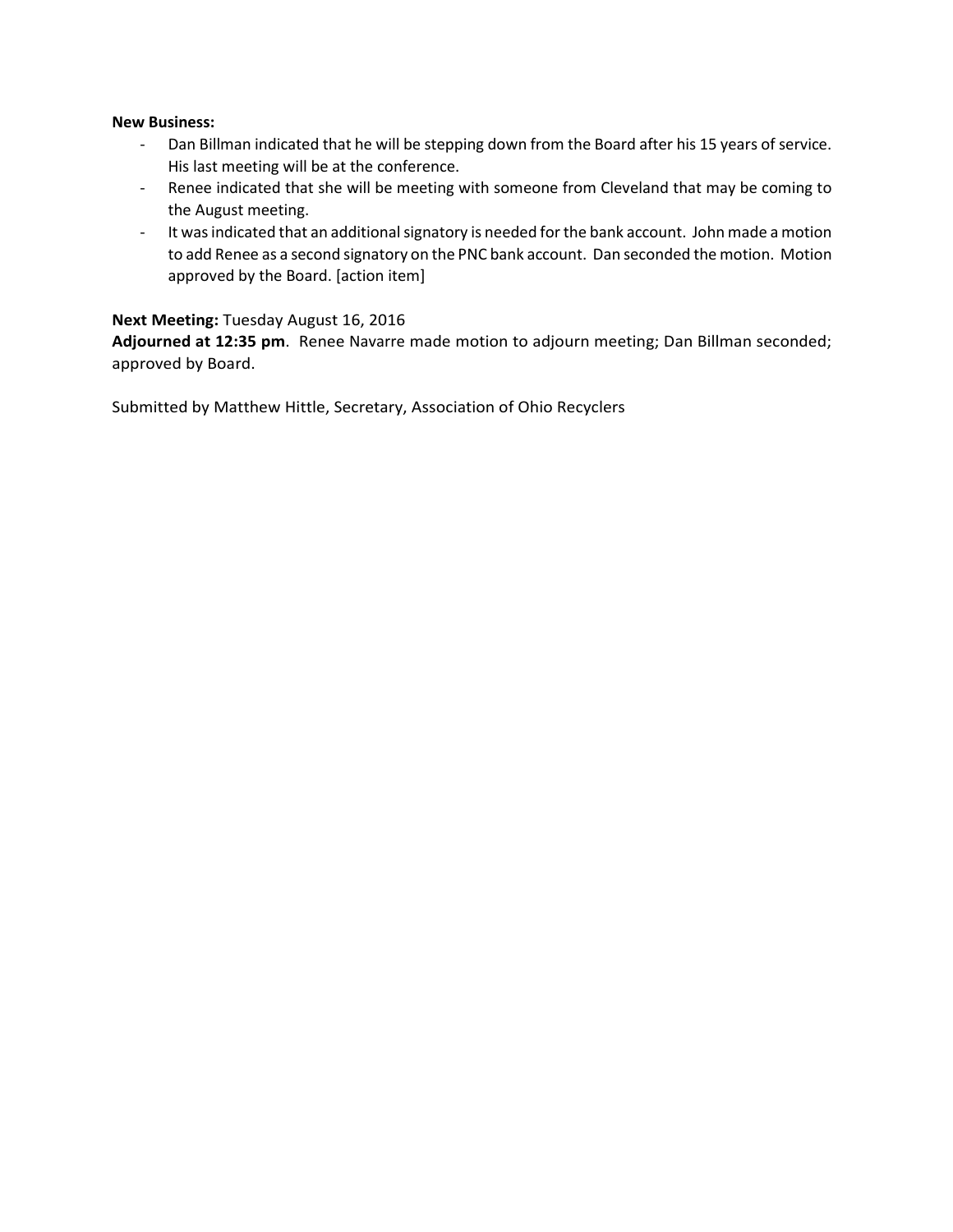**New Business:**

- Dan Billman indicated that he will be stepping down from the Board after his 15 years of service. His last meeting will be at the conference.
- Renee indicated that she will be meeting with someone from Cleveland that may be coming to the August meeting.
- It was indicated that an additional signatory is needed for the bank account. John made a motion to add Renee as a second signatory on the PNC bank account. Dan seconded the motion. Motion approved by the Board. [action item]

**Next Meeting:** Tuesday August 16, 2016

**Adjourned at 12:35 pm**. Renee Navarre made motion to adjourn meeting; Dan Billman seconded; approved by Board.

Submitted by Matthew Hittle, Secretary, Association of Ohio Recyclers